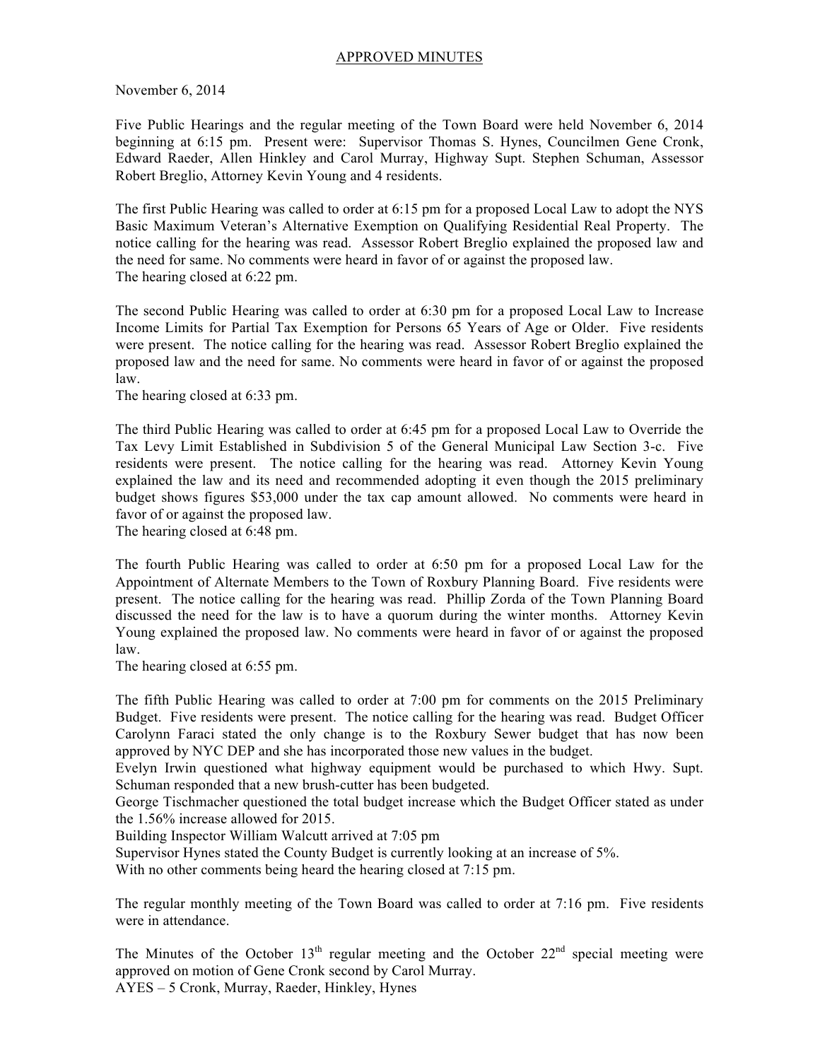APPROVED MINUTES

November 6, 2014

Five Public Hearings and the regular meeting of the Town Board were held November 6, 2014 beginning at 6:15 pm. Present were: Supervisor Thomas S. Hynes, Councilmen Gene Cronk, Edward Raeder, Allen Hinkley and Carol Murray, Highway Supt. Stephen Schuman, Assessor Robert Breglio, Attorney Kevin Young and 4 residents.

The first Public Hearing was called to order at 6:15 pm for a proposed Local Law to adopt the NYS Basic Maximum Veteran's Alternative Exemption on Qualifying Residential Real Property. The notice calling for the hearing was read. Assessor Robert Breglio explained the proposed law and the need for same. No comments were heard in favor of or against the proposed law.
The hearing closed at 6:22 pm.

The second Public Hearing was called to order at 6:30 pm for a proposed Local Law to Increase Income Limits for Partial Tax Exemption for Persons 65 Years of Age or Older. Five residents were present. The notice calling for the hearing was read. Assessor Robert Breglio explained the proposed law and the need for same. No comments were heard in favor of or against the proposed law.
The hearing closed at 6:33 pm.

The third Public Hearing was called to order at 6:45 pm for a proposed Local Law to Override the Tax Levy Limit Established in Subdivision 5 of the General Municipal Law Section 3-c. Five residents were present. The notice calling for the hearing was read. Attorney Kevin Young explained the law and its need and recommended adopting it even though the 2015 preliminary budget shows figures $53,000 under the tax cap amount allowed. No comments were heard in favor of or against the proposed law.
The hearing closed at 6:48 pm.

The fourth Public Hearing was called to order at 6:50 pm for a proposed Local Law for the Appointment of Alternate Members to the Town of Roxbury Planning Board. Five residents were present. The notice calling for the hearing was read. Phillip Zorda of the Town Planning Board discussed the need for the law is to have a quorum during the winter months. Attorney Kevin Young explained the proposed law. No comments were heard in favor of or against the proposed law.
The hearing closed at 6:55 pm.

The fifth Public Hearing was called to order at 7:00 pm for comments on the 2015 Preliminary Budget. Five residents were present. The notice calling for the hearing was read. Budget Officer Carolynn Faraci stated the only change is to the Roxbury Sewer budget that has now been approved by NYC DEP and she has incorporated those new values in the budget.
Evelyn Irwin questioned what highway equipment would be purchased to which Hwy. Supt. Schuman responded that a new brush-cutter has been budgeted.
George Tischmacher questioned the total budget increase which the Budget Officer stated as under the 1.56% increase allowed for 2015.
Building Inspector William Walcutt arrived at 7:05 pm
Supervisor Hynes stated the County Budget is currently looking at an increase of 5%.
With no other comments being heard the hearing closed at 7:15 pm.

The regular monthly meeting of the Town Board was called to order at 7:16 pm. Five residents were in attendance.

The Minutes of the October 13th regular meeting and the October 22nd special meeting were approved on motion of Gene Cronk second by Carol Murray.
AYES – 5 Cronk, Murray, Raeder, Hinkley, Hynes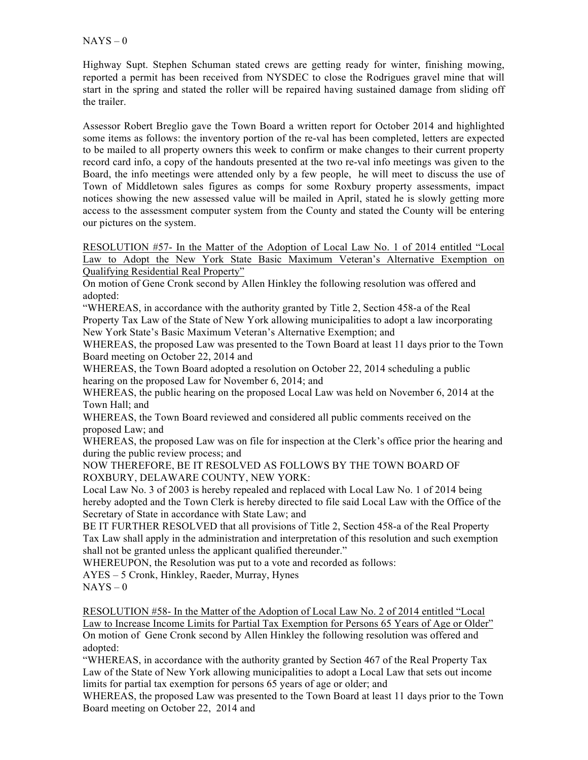NAYS – 0

Highway Supt. Stephen Schuman stated crews are getting ready for winter, finishing mowing, reported a permit has been received from NYSDEC to close the Rodrigues gravel mine that will start in the spring and stated the roller will be repaired having sustained damage from sliding off the trailer.

Assessor Robert Breglio gave the Town Board a written report for October 2014 and highlighted some items as follows: the inventory portion of the re-val has been completed, letters are expected to be mailed to all property owners this week to confirm or make changes to their current property record card info, a copy of the handouts presented at the two re-val info meetings was given to the Board, the info meetings were attended only by a few people, he will meet to discuss the use of Town of Middletown sales figures as comps for some Roxbury property assessments, impact notices showing the new assessed value will be mailed in April, stated he is slowly getting more access to the assessment computer system from the County and stated the County will be entering our pictures on the system.

RESOLUTION #57- In the Matter of the Adoption of Local Law No. 1 of 2014 entitled "Local Law to Adopt the New York State Basic Maximum Veteran's Alternative Exemption on Qualifying Residential Real Property"

On motion of Gene Cronk second by Allen Hinkley the following resolution was offered and adopted:

"WHEREAS, in accordance with the authority granted by Title 2, Section 458-a of the Real Property Tax Law of the State of New York allowing municipalities to adopt a law incorporating New York State's Basic Maximum Veteran's Alternative Exemption; and

WHEREAS, the proposed Law was presented to the Town Board at least 11 days prior to the Town Board meeting on October 22, 2014 and

WHEREAS, the Town Board adopted a resolution on October 22, 2014 scheduling a public hearing on the proposed Law for November 6, 2014; and

WHEREAS, the public hearing on the proposed Local Law was held on November 6, 2014 at the Town Hall; and

WHEREAS, the Town Board reviewed and considered all public comments received on the proposed Law; and

WHEREAS, the proposed Law was on file for inspection at the Clerk's office prior the hearing and during the public review process; and

NOW THEREFORE, BE IT RESOLVED AS FOLLOWS BY THE TOWN BOARD OF ROXBURY, DELAWARE COUNTY, NEW YORK:

Local Law No. 3 of 2003 is hereby repealed and replaced with Local Law No. 1 of 2014 being hereby adopted and the Town Clerk is hereby directed to file said Local Law with the Office of the Secretary of State in accordance with State Law; and

BE IT FURTHER RESOLVED that all provisions of Title 2, Section 458-a of the Real Property Tax Law shall apply in the administration and interpretation of this resolution and such exemption shall not be granted unless the applicant qualified thereunder."

WHEREUPON, the Resolution was put to a vote and recorded as follows:

AYES – 5 Cronk, Hinkley, Raeder, Murray, Hynes

NAYS – 0

RESOLUTION #58- In the Matter of the Adoption of Local Law No. 2 of 2014 entitled "Local Law to Increase Income Limits for Partial Tax Exemption for Persons 65 Years of Age or Older"

On motion of Gene Cronk second by Allen Hinkley the following resolution was offered and adopted:

"WHEREAS, in accordance with the authority granted by Section 467 of the Real Property Tax Law of the State of New York allowing municipalities to adopt a Local Law that sets out income limits for partial tax exemption for persons 65 years of age or older; and

WHEREAS, the proposed Law was presented to the Town Board at least 11 days prior to the Town Board meeting on October 22, 2014 and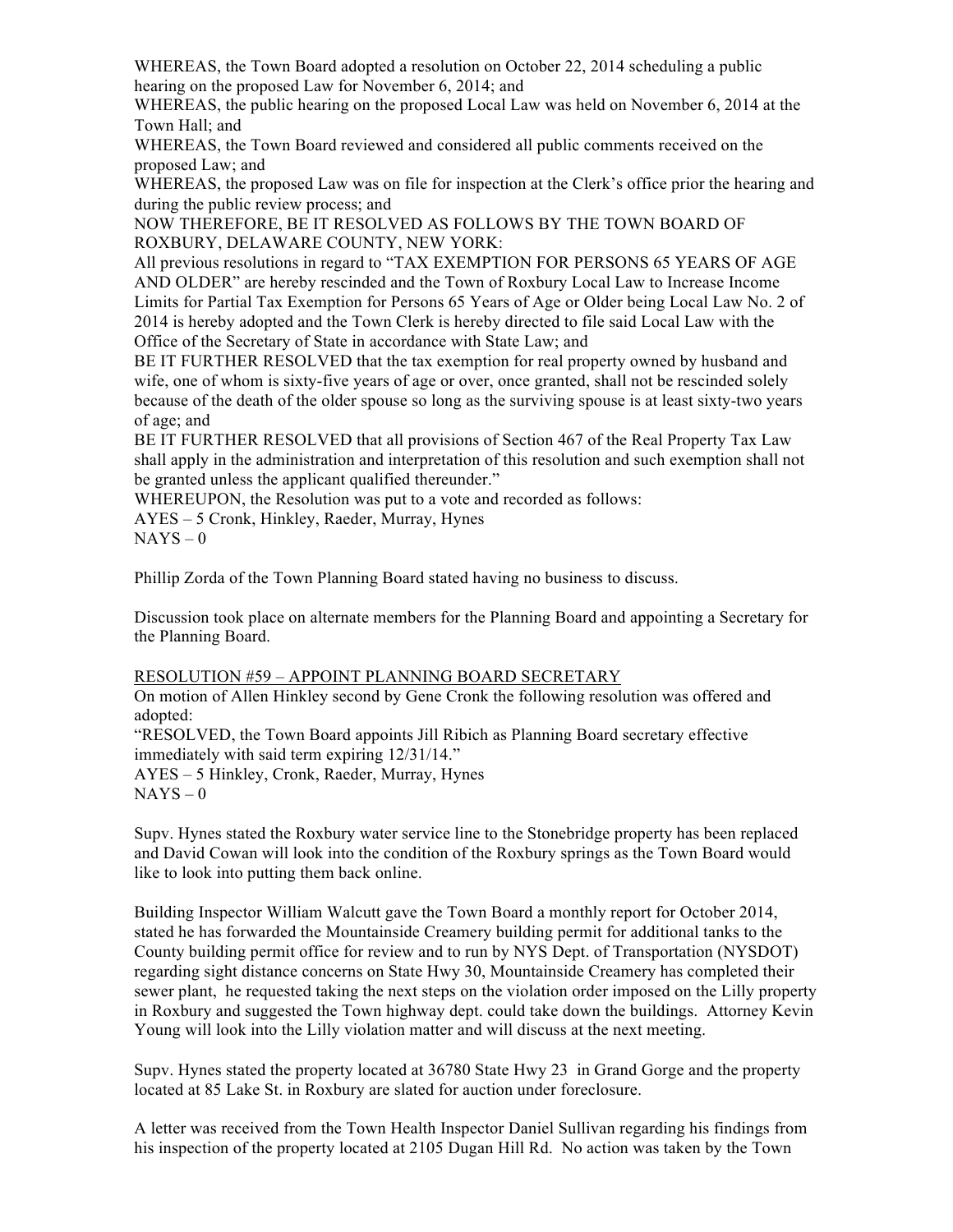WHEREAS, the Town Board adopted a resolution on October 22, 2014 scheduling a public hearing on the proposed Law for November 6, 2014; and

WHEREAS, the public hearing on the proposed Local Law was held on November 6, 2014 at the Town Hall; and

WHEREAS, the Town Board reviewed and considered all public comments received on the proposed Law; and

WHEREAS, the proposed Law was on file for inspection at the Clerk's office prior the hearing and during the public review process; and

NOW THEREFORE, BE IT RESOLVED AS FOLLOWS BY THE TOWN BOARD OF ROXBURY, DELAWARE COUNTY, NEW YORK:

All previous resolutions in regard to "TAX EXEMPTION FOR PERSONS 65 YEARS OF AGE AND OLDER" are hereby rescinded and the Town of Roxbury Local Law to Increase Income Limits for Partial Tax Exemption for Persons 65 Years of Age or Older being Local Law No. 2 of 2014 is hereby adopted and the Town Clerk is hereby directed to file said Local Law with the Office of the Secretary of State in accordance with State Law; and

BE IT FURTHER RESOLVED that the tax exemption for real property owned by husband and wife, one of whom is sixty-five years of age or over, once granted, shall not be rescinded solely because of the death of the older spouse so long as the surviving spouse is at least sixty-two years of age; and

BE IT FURTHER RESOLVED that all provisions of Section 467 of the Real Property Tax Law shall apply in the administration and interpretation of this resolution and such exemption shall not be granted unless the applicant qualified thereunder."

WHEREUPON, the Resolution was put to a vote and recorded as follows:

AYES – 5 Cronk, Hinkley, Raeder, Murray, Hynes

NAYS – 0

Phillip Zorda of the Town Planning Board stated having no business to discuss.

Discussion took place on alternate members for the Planning Board and appointing a Secretary for the Planning Board.

RESOLUTION #59 – APPOINT PLANNING BOARD SECRETARY

On motion of Allen Hinkley second by Gene Cronk the following resolution was offered and adopted:

"RESOLVED, the Town Board appoints Jill Ribich as Planning Board secretary effective immediately with said term expiring 12/31/14."

AYES – 5 Hinkley, Cronk, Raeder, Murray, Hynes

NAYS – 0

Supv. Hynes stated the Roxbury water service line to the Stonebridge property has been replaced and David Cowan will look into the condition of the Roxbury springs as the Town Board would like to look into putting them back online.

Building Inspector William Walcutt gave the Town Board a monthly report for October 2014, stated he has forwarded the Mountainside Creamery building permit for additional tanks to the County building permit office for review and to run by NYS Dept. of Transportation (NYSDOT) regarding sight distance concerns on State Hwy 30, Mountainside Creamery has completed their sewer plant, he requested taking the next steps on the violation order imposed on the Lilly property in Roxbury and suggested the Town highway dept. could take down the buildings. Attorney Kevin Young will look into the Lilly violation matter and will discuss at the next meeting.

Supv. Hynes stated the property located at 36780 State Hwy 23 in Grand Gorge and the property located at 85 Lake St. in Roxbury are slated for auction under foreclosure.

A letter was received from the Town Health Inspector Daniel Sullivan regarding his findings from his inspection of the property located at 2105 Dugan Hill Rd. No action was taken by the Town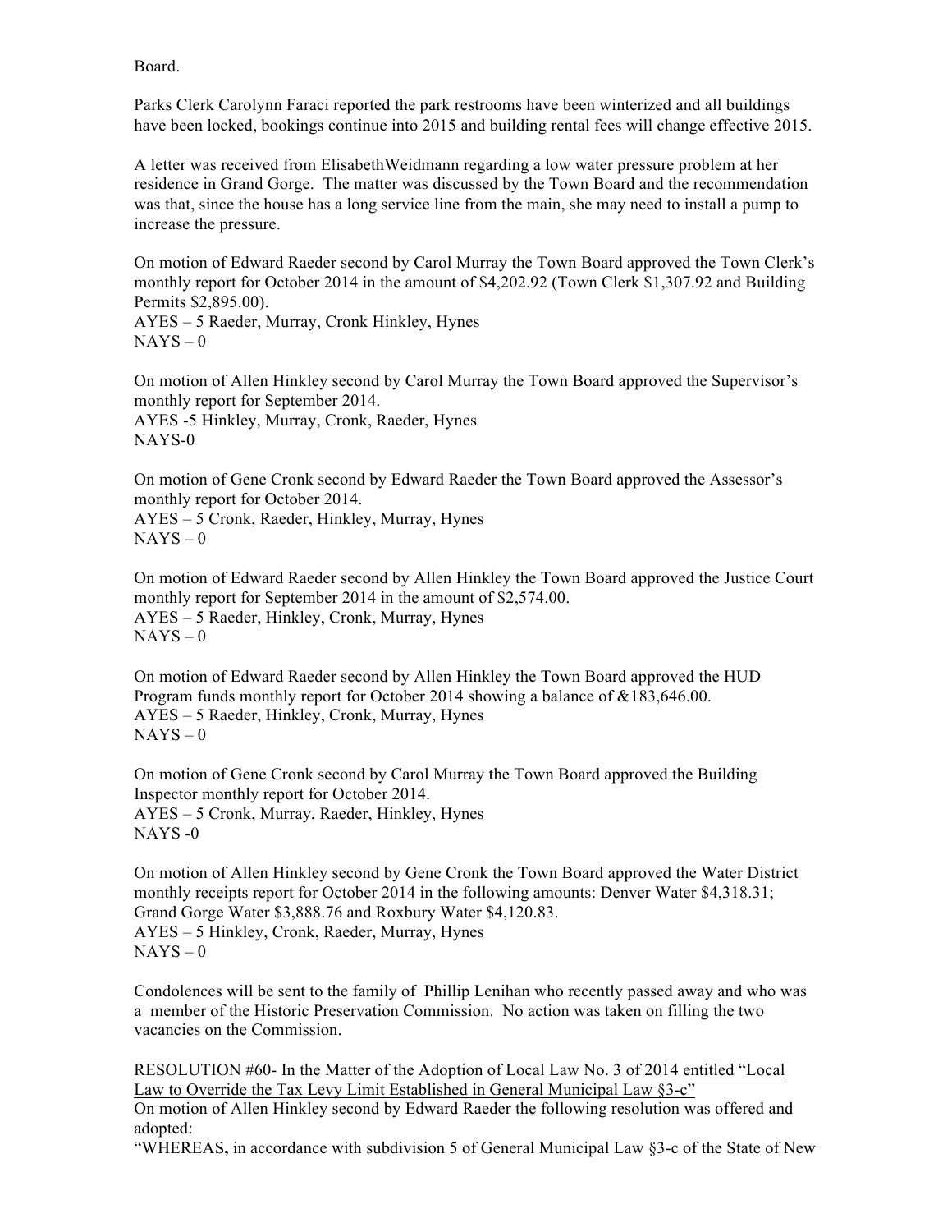Board.

Parks Clerk Carolynn Faraci reported the park restrooms have been winterized and all buildings have been locked, bookings continue into 2015 and building rental fees will change effective 2015.

A letter was received from ElisabethWeidmann regarding a low water pressure problem at her residence in Grand Gorge. The matter was discussed by the Town Board and the recommendation was that, since the house has a long service line from the main, she may need to install a pump to increase the pressure.

On motion of Edward Raeder second by Carol Murray the Town Board approved the Town Clerk's monthly report for October 2014 in the amount of $4,202.92 (Town Clerk $1,307.92 and Building Permits $2,895.00).
AYES – 5 Raeder, Murray, Cronk Hinkley, Hynes
NAYS – 0

On motion of Allen Hinkley second by Carol Murray the Town Board approved the Supervisor's monthly report for September 2014.
AYES -5 Hinkley, Murray, Cronk, Raeder, Hynes
NAYS-0

On motion of Gene Cronk second by Edward Raeder the Town Board approved the Assessor's monthly report for October 2014.
AYES – 5 Cronk, Raeder, Hinkley, Murray, Hynes
NAYS – 0

On motion of Edward Raeder second by Allen Hinkley the Town Board approved the Justice Court monthly report for September 2014 in the amount of $2,574.00.
AYES – 5 Raeder, Hinkley, Cronk, Murray, Hynes
NAYS – 0

On motion of Edward Raeder second by Allen Hinkley the Town Board approved the HUD Program funds monthly report for October 2014 showing a balance of &183,646.00.
AYES – 5 Raeder, Hinkley, Cronk, Murray, Hynes
NAYS – 0

On motion of Gene Cronk second by Carol Murray the Town Board approved the Building Inspector monthly report for October 2014.
AYES – 5 Cronk, Murray, Raeder, Hinkley, Hynes
NAYS -0

On motion of Allen Hinkley second by Gene Cronk the Town Board approved the Water District monthly receipts report for October 2014 in the following amounts: Denver Water $4,318.31; Grand Gorge Water $3,888.76 and Roxbury Water $4,120.83.
AYES – 5 Hinkley, Cronk, Raeder, Murray, Hynes
NAYS – 0

Condolences will be sent to the family of Phillip Lenihan who recently passed away and who was a member of the Historic Preservation Commission. No action was taken on filling the two vacancies on the Commission.

<u>RESOLUTION #60- In the Matter of the Adoption of Local Law No. 3 of 2014 entitled "Local Law to Override the Tax Levy Limit Established in General Municipal Law §3-c"</u>
On motion of Allen Hinkley second by Edward Raeder the following resolution was offered and adopted:
"**WHEREAS,** in accordance with subdivision 5 of General Municipal Law §3-c of the State of New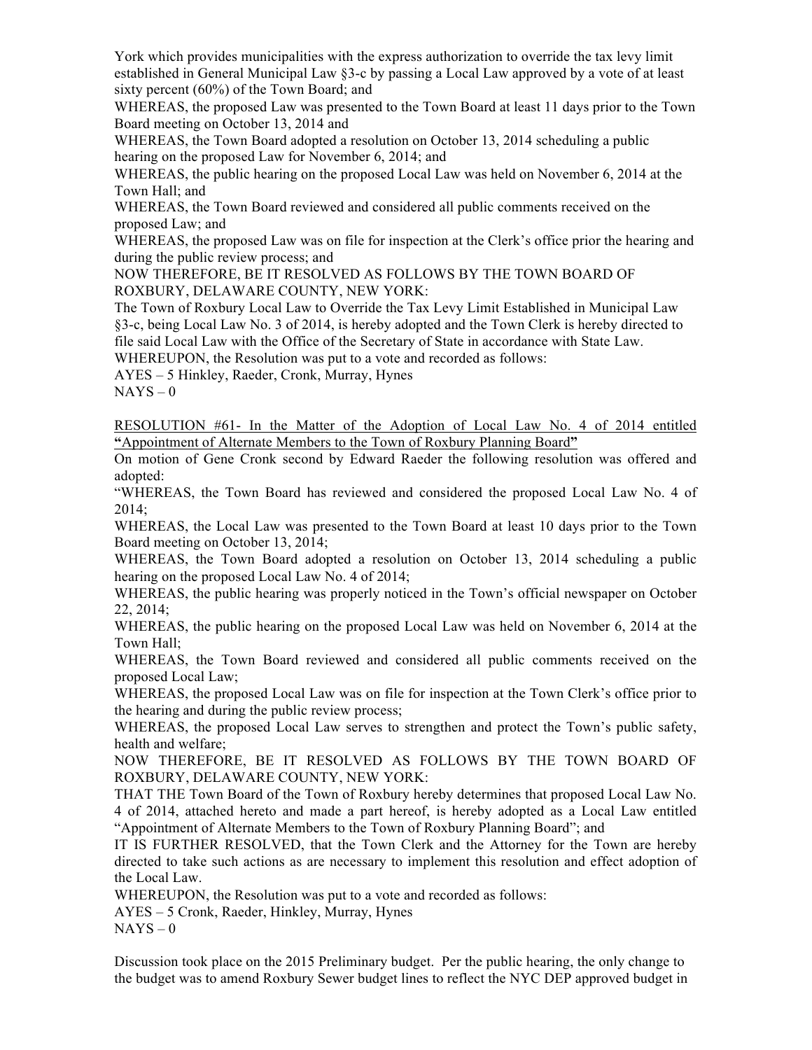York which provides municipalities with the express authorization to override the tax levy limit established in General Municipal Law §3-c by passing a Local Law approved by a vote of at least sixty percent (60%) of the Town Board; and

WHEREAS, the proposed Law was presented to the Town Board at least 11 days prior to the Town Board meeting on October 13, 2014 and

WHEREAS, the Town Board adopted a resolution on October 13, 2014 scheduling a public hearing on the proposed Law for November 6, 2014; and

WHEREAS, the public hearing on the proposed Local Law was held on November 6, 2014 at the Town Hall; and

WHEREAS, the Town Board reviewed and considered all public comments received on the proposed Law; and

WHEREAS, the proposed Law was on file for inspection at the Clerk's office prior the hearing and during the public review process; and

NOW THEREFORE, BE IT RESOLVED AS FOLLOWS BY THE TOWN BOARD OF ROXBURY, DELAWARE COUNTY, NEW YORK:

The Town of Roxbury Local Law to Override the Tax Levy Limit Established in Municipal Law §3-c, being Local Law No. 3 of 2014, is hereby adopted and the Town Clerk is hereby directed to file said Local Law with the Office of the Secretary of State in accordance with State Law.

WHEREUPON, the Resolution was put to a vote and recorded as follows:

AYES – 5 Hinkley, Raeder, Cronk, Murray, Hynes

NAYS – 0

RESOLUTION #61- In the Matter of the Adoption of Local Law No. 4 of 2014 entitled **"**Appointment of Alternate Members to the Town of Roxbury Planning Board**"**

On motion of Gene Cronk second by Edward Raeder the following resolution was offered and adopted:

"WHEREAS, the Town Board has reviewed and considered the proposed Local Law No. 4 of 2014;

WHEREAS, the Local Law was presented to the Town Board at least 10 days prior to the Town Board meeting on October 13, 2014;

WHEREAS, the Town Board adopted a resolution on October 13, 2014 scheduling a public hearing on the proposed Local Law No. 4 of 2014;

WHEREAS, the public hearing was properly noticed in the Town's official newspaper on October 22, 2014;

WHEREAS, the public hearing on the proposed Local Law was held on November 6, 2014 at the Town Hall;

WHEREAS, the Town Board reviewed and considered all public comments received on the proposed Local Law;

WHEREAS, the proposed Local Law was on file for inspection at the Town Clerk's office prior to the hearing and during the public review process;

WHEREAS, the proposed Local Law serves to strengthen and protect the Town's public safety, health and welfare;

NOW THEREFORE, BE IT RESOLVED AS FOLLOWS BY THE TOWN BOARD OF ROXBURY, DELAWARE COUNTY, NEW YORK:

THAT THE Town Board of the Town of Roxbury hereby determines that proposed Local Law No. 4 of 2014, attached hereto and made a part hereof, is hereby adopted as a Local Law entitled "Appointment of Alternate Members to the Town of Roxbury Planning Board"; and

IT IS FURTHER RESOLVED, that the Town Clerk and the Attorney for the Town are hereby directed to take such actions as are necessary to implement this resolution and effect adoption of the Local Law.

WHEREUPON, the Resolution was put to a vote and recorded as follows:

AYES – 5 Cronk, Raeder, Hinkley, Murray, Hynes

NAYS – 0

Discussion took place on the 2015 Preliminary budget. Per the public hearing, the only change to the budget was to amend Roxbury Sewer budget lines to reflect the NYC DEP approved budget in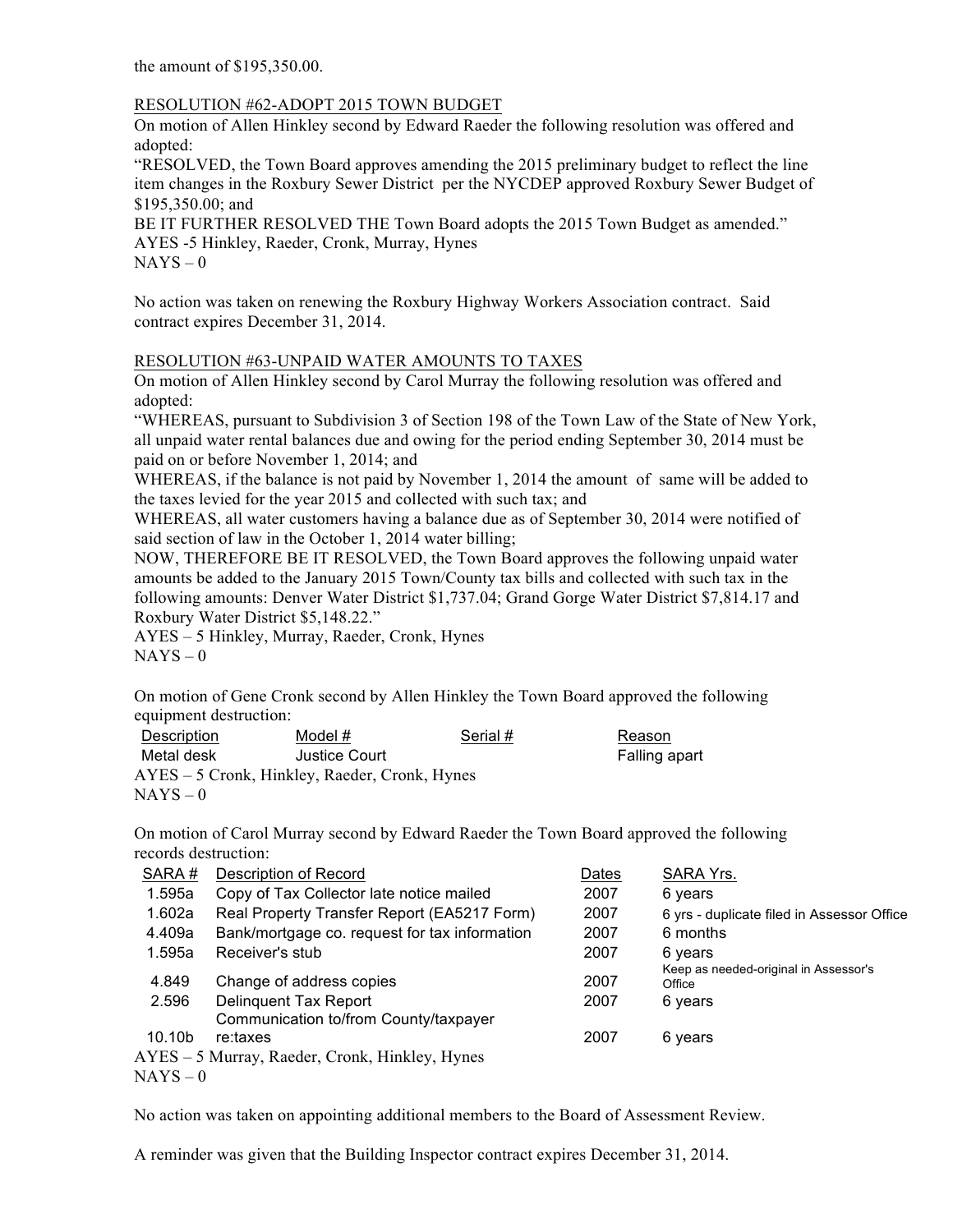the amount of $195,350.00.

RESOLUTION #62-ADOPT 2015 TOWN BUDGET

On motion of Allen Hinkley second by Edward Raeder the following resolution was offered and adopted:

"RESOLVED, the Town Board approves amending the 2015 preliminary budget to reflect the line item changes in the Roxbury Sewer District per the NYCDEP approved Roxbury Sewer Budget of $195,350.00; and

BE IT FURTHER RESOLVED THE Town Board adopts the 2015 Town Budget as amended."

AYES -5 Hinkley, Raeder, Cronk, Murray, Hynes

NAYS – 0

No action was taken on renewing the Roxbury Highway Workers Association contract. Said contract expires December 31, 2014.

RESOLUTION #63-UNPAID WATER AMOUNTS TO TAXES

On motion of Allen Hinkley second by Carol Murray the following resolution was offered and adopted:

"WHEREAS, pursuant to Subdivision 3 of Section 198 of the Town Law of the State of New York, all unpaid water rental balances due and owing for the period ending September 30, 2014 must be paid on or before November 1, 2014; and

WHEREAS, if the balance is not paid by November 1, 2014 the amount of same will be added to the taxes levied for the year 2015 and collected with such tax; and

WHEREAS, all water customers having a balance due as of September 30, 2014 were notified of said section of law in the October 1, 2014 water billing;

NOW, THEREFORE BE IT RESOLVED, the Town Board approves the following unpaid water amounts be added to the January 2015 Town/County tax bills and collected with such tax in the following amounts: Denver Water District $1,737.04; Grand Gorge Water District $7,814.17 and Roxbury Water District $5,148.22."

AYES – 5 Hinkley, Murray, Raeder, Cronk, Hynes

NAYS – 0

On motion of Gene Cronk second by Allen Hinkley the Town Board approved the following equipment destruction:

| Description | Model # | Serial # | Reason |
|---|---|---|---|
| Metal desk | Justice Court | | Falling apart |

AYES – 5 Cronk, Hinkley, Raeder, Cronk, Hynes

NAYS – 0

On motion of Carol Murray second by Edward Raeder the Town Board approved the following records destruction:

| SARA # | Description of Record | Dates | SARA Yrs. |
|---|---|---|---|
| 1.595a | Copy of Tax Collector late notice mailed | 2007 | 6 years |
| 1.602a | Real Property Transfer Report (EA5217 Form) | 2007 | 6 yrs - duplicate filed in Assessor Office |
| 4.409a | Bank/mortgage co. request for tax information | 2007 | 6 months |
| 1.595a | Receiver's stub | 2007 | 6 years |
| 4.849 | Change of address copies | 2007 | Keep as needed-original in Assessor's Office |
| 2.596 | Delinquent Tax Report | 2007 | 6 years |
| 10.10b | Communication to/from County/taxpayer re:taxes | 2007 | 6 years |

AYES – 5 Murray, Raeder, Cronk, Hinkley, Hynes

NAYS – 0

No action was taken on appointing additional members to the Board of Assessment Review.

A reminder was given that the Building Inspector contract expires December 31, 2014.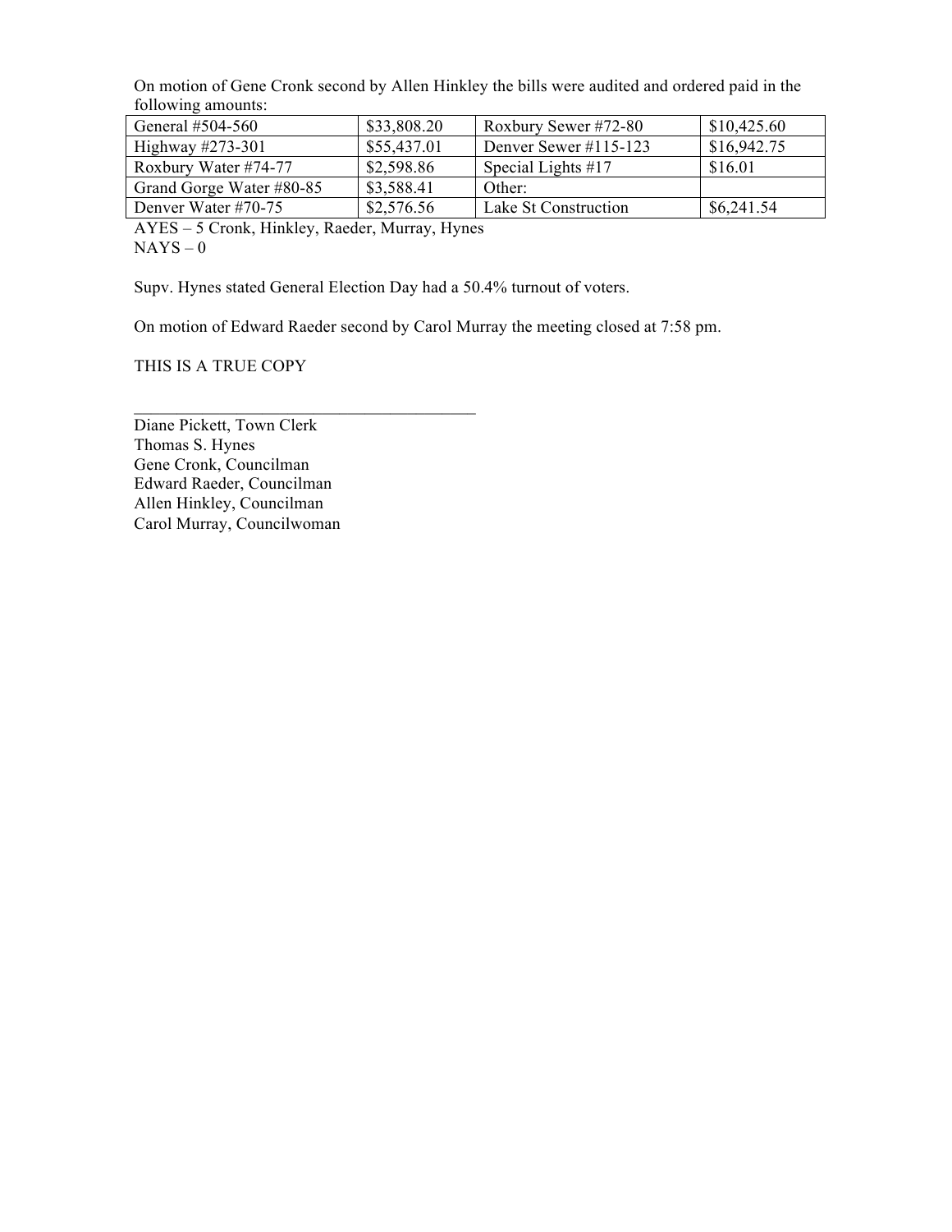On motion of Gene Cronk second by Allen Hinkley the bills were audited and ordered paid in the following amounts:

| | | | |
|---|---|---|---|
| General #504-560 | $33,808.20 | Roxbury Sewer #72-80 | $10,425.60 |
| Highway #273-301 | $55,437.01 | Denver Sewer #115-123 | $16,942.75 |
| Roxbury Water #74-77 | $2,598.86 | Special Lights #17 | $16.01 |
| Grand Gorge Water #80-85 | $3,588.41 | Other: | |
| Denver Water #70-75 | $2,576.56 | Lake St Construction | $6,241.54 |

AYES – 5 Cronk, Hinkley, Raeder, Murray, Hynes
NAYS – 0

Supv. Hynes stated General Election Day had a 50.4% turnout of voters.

On motion of Edward Raeder second by Carol Murray the meeting closed at 7:58 pm.

THIS IS A TRUE COPY

___________________________________________

Diane Pickett, Town Clerk
Thomas S. Hynes
Gene Cronk, Councilman
Edward Raeder, Councilman
Allen Hinkley, Councilman
Carol Murray, Councilwoman